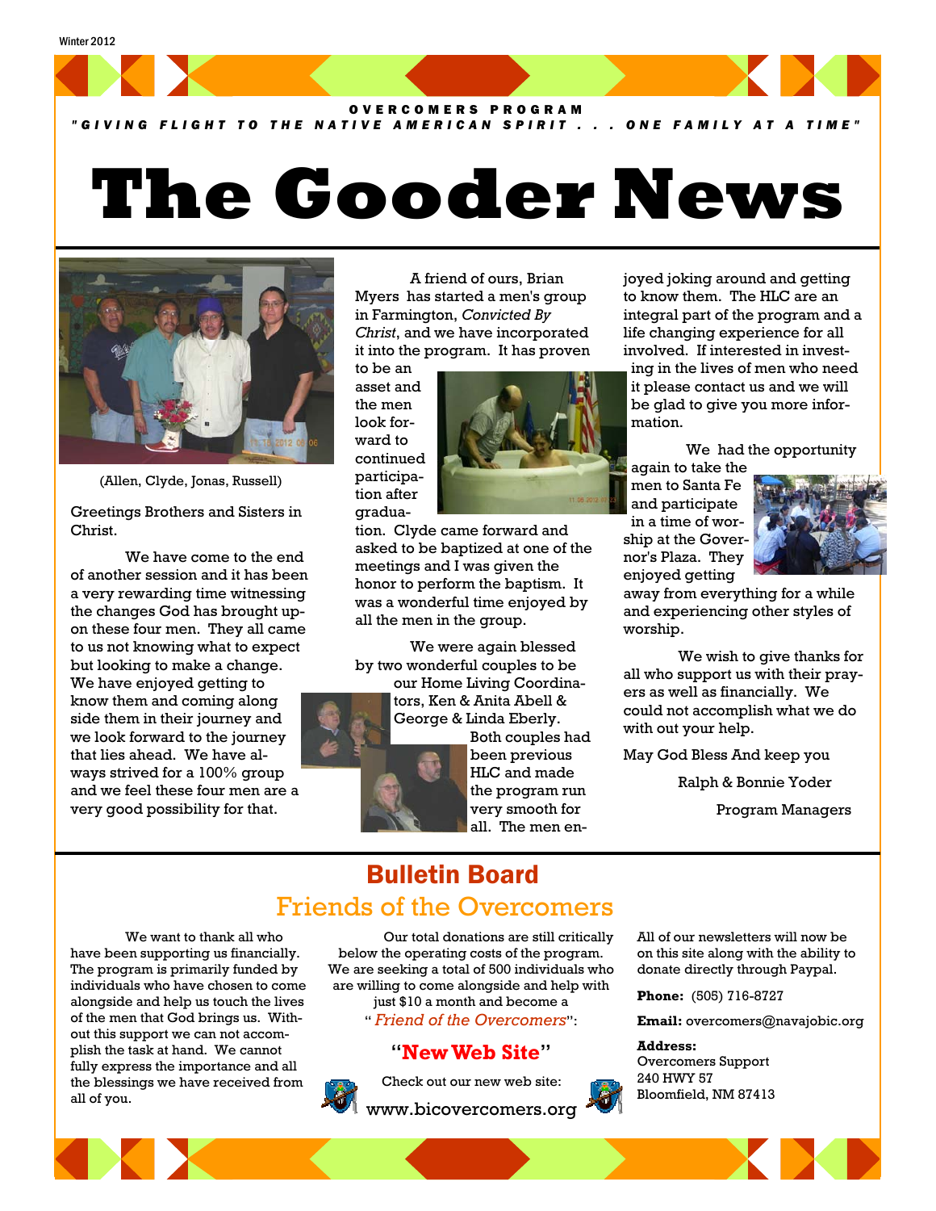Winter 2012

**OVERCOMERS PROGRAM**

*"GIVING FLIGHT TO THE NATIVE AMERICAN SPIRIT . . . ONE FAMILY AT A TIME"*

# The Gooder News

(Allen, Clyde, Jonas, Russell)

Greetings Brothers and Sisters in Christ.

We have come to the end of another session and it has been a very rewarding time witnessing the changes God has brought upon these four men. They all came to us not knowing what to expect but looking to make a change. We have enjoyed getting to know them and coming along side them in their journey and we look forward to the journey that lies ahead. We have always strived for a 100% group and we feel these four men are a very good possibility for that.

A friend of ours, Brian Myers has started a men's group in Farmington, *Convicted By Christ*, and we have incorporated it into the program. It has proven to be an asset and the men look forward to continued participation after graduation. Clyde came forward and asked to be baptized at one of the meetings and I was given the honor to perform the baptism. It was a wonderful time enjoyed by all the men in the group.

We were again blessed by two wonderful couples to be our Home Living Coordinators, Ken & Anita Abell & George & Linda Eberly. Both couples had been previous HLC and made the program run very smooth for all. The men enjoyed joking around and getting to know them. The HLC are an integral part of the program and a life changing experience for all involved. If interested in investing in the lives of men who need it please contact us and we will be glad to give you more information.

We had the opportunity again to take the men to Santa Fe and participate in a time of worship at the Governor's Plaza. They enjoyed getting away from everything for a while and experiencing other styles of worship.

We wish to give thanks for all who support us with their prayers as well as financially. We could not accomplish what we do with out your help.

May God Bless And keep you

Ralph & Bonnie Yoder

Program Managers

## Bulletin Board

### Friends of the Overcomers

We want to thank all who have been supporting us financially. The program is primarily funded by individuals who have chosen to come alongside and help us touch the lives of the men that God brings us. Without this support we can not accomplish the task at hand. We cannot fully express the importance and all the blessings we have received from all of you.

Our total donations are still critically below the operating costs of the program. We are seeking a total of 500 individuals who are willing to come alongside and help with just $10 a month and become a "*Friend of the Overcomers*":

**"New Web Site"**

Check out our new web site:

www.bicovercomers.org

All of our newsletters will now be on this site along with the ability to donate directly through Paypal.

**Phone:** (505) 716-8727

**Email:** overcomers@navajobic.org

**Address:**
Overcomers Support
240 HWY 57
Bloomfield, NM 87413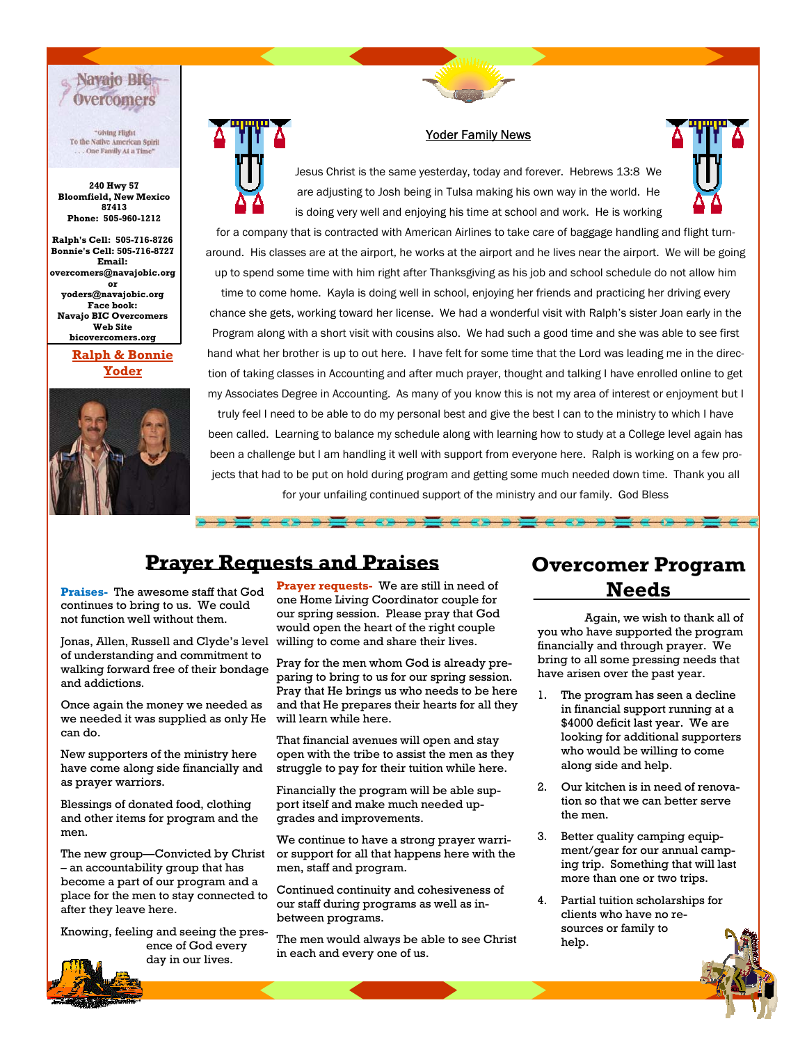Navajo BIC Overcomers

"Giving Flight To the Native American Spirit . . . One Family At a Time"

240 Hwy 57
Bloomfield, New Mexico 87413
Phone: 505-960-1212

Ralph's Cell: 505-716-8726
Bonnie's Cell: 505-716-8727
Email:
overcomers@navajobic.org
or
yoders@navajobic.org
Face book:
Navajo BIC Overcomers
Web Site
bicovercomers.org

**Ralph & Bonnie Yoder**

## Yoder Family News

Jesus Christ is the same yesterday, today and forever. Hebrews 13:8 We are adjusting to Josh being in Tulsa making his own way in the world. He is doing very well and enjoying his time at school and work. He is working for a company that is contracted with American Airlines to take care of baggage handling and flight turn-around. His classes are at the airport, he works at the airport and he lives near the airport. We will be going up to spend some time with him right after Thanksgiving as his job and school schedule do not allow him time to come home. Kayla is doing well in school, enjoying her friends and practicing her driving every chance she gets, working toward her license. We had a wonderful visit with Ralph's sister Joan early in the Program along with a short visit with cousins also. We had such a good time and she was able to see first hand what her brother is up to out here. I have felt for some time that the Lord was leading me in the direction of taking classes in Accounting and after much prayer, thought and talking I have enrolled online to get my Associates Degree in Accounting. As many of you know this is not my area of interest or enjoyment but I truly feel I need to be able to do my personal best and give the best I can to the ministry to which I have been called. Learning to balance my schedule along with learning how to study at a College level again has been a challenge but I am handling it well with support from everyone here. Ralph is working on a few projects that had to be put on hold during program and getting some much needed down time. Thank you all for your unfailing continued support of the ministry and our family. God Bless

## Prayer Requests and Praises

**Praises-** The awesome staff that God continues to bring to us. We could not function well without them.

Jonas, Allen, Russell and Clyde's level of understanding and commitment to walking forward free of their bondage and addictions.

Once again the money we needed as we needed it was supplied as only He can do.

New supporters of the ministry here have come along side financially and as prayer warriors.

Blessings of donated food, clothing and other items for program and the men.

The new group—Convicted by Christ – an accountability group that has become a part of our program and a place for the men to stay connected to after they leave here.

Knowing, feeling and seeing the presence of God every day in our lives.

**Prayer requests-** We are still in need of one Home Living Coordinator couple for our spring session. Please pray that God would open the heart of the right couple willing to come and share their lives.

Pray for the men whom God is already preparing to bring to us for our spring session. Pray that He brings us who needs to be here and that He prepares their hearts for all they will learn while here.

That financial avenues will open and stay open with the tribe to assist the men as they struggle to pay for their tuition while here.

Financially the program will be able support itself and make much needed upgrades and improvements.

We continue to have a strong prayer warrior support for all that happens here with the men, staff and program.

Continued continuity and cohesiveness of our staff during programs as well as in-between programs.

The men would always be able to see Christ in each and every one of us.

## Overcomer Program Needs

Again, we wish to thank all of you who have supported the program financially and through prayer. We bring to all some pressing needs that have arisen over the past year.

1. The program has seen a decline in financial support running at a $4000 deficit last year. We are looking for additional supporters who would be willing to come along side and help.
2. Our kitchen is in need of renovation so that we can better serve the men.
3. Better quality camping equipment/gear for our annual camping trip. Something that will last more than one or two trips.
4. Partial tuition scholarships for clients who have no resources or family to help.